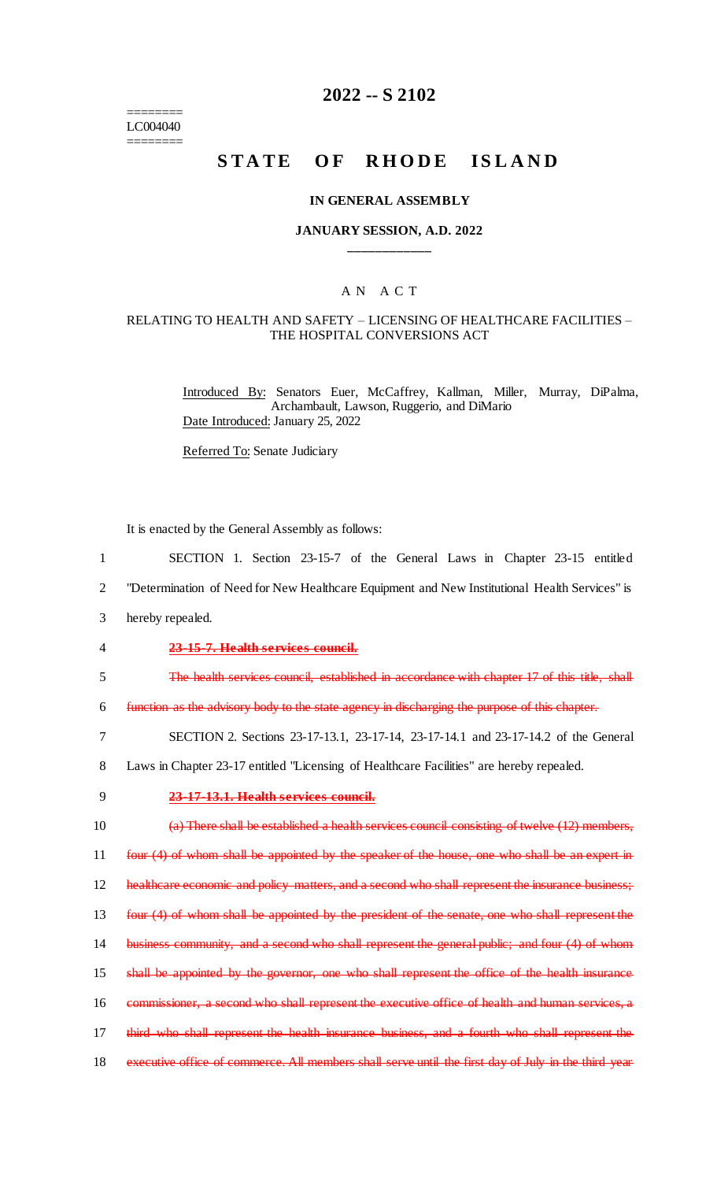# 2022 -- S 2102

========
LC004040
========

# STATE OF RHODE ISLAND

## IN GENERAL ASSEMBLY

### JANUARY SESSION, A.D. 2022

____________

## A N A C T

### RELATING TO HEALTH AND SAFETY – LICENSING OF HEALTHCARE FACILITIES – THE HOSPITAL CONVERSIONS ACT

Introduced By: Senators Euer, McCaffrey, Kallman, Miller, Murray, DiPalma, Archambault, Lawson, Ruggerio, and DiMario

Date Introduced: January 25, 2022

Referred To: Senate Judiciary

It is enacted by the General Assembly as follows:

SECTION 1. Section 23-15-7 of the General Laws in Chapter 23-15 entitled "Determination of Need for New Healthcare Equipment and New Institutional Health Services" is hereby repealed.

~~**23-15-7. Health services council.**~~

~~The health services council, established in accordance with chapter 17 of this title, shall function as the advisory body to the state agency in discharging the purpose of this chapter.~~

SECTION 2. Sections 23-17-13.1, 23-17-14, 23-17-14.1 and 23-17-14.2 of the General Laws in Chapter 23-17 entitled "Licensing of Healthcare Facilities" are hereby repealed.

~~**23-17-13.1. Health services council.**~~

~~(a) There shall be established a health services council consisting of twelve (12) members, four (4) of whom shall be appointed by the speaker of the house, one who shall be an expert in healthcare economic and policy matters, and a second who shall represent the insurance business; four (4) of whom shall be appointed by the president of the senate, one who shall represent the business community, and a second who shall represent the general public; and four (4) of whom shall be appointed by the governor, one who shall represent the office of the health insurance commissioner, a second who shall represent the executive office of health and human services, a third who shall represent the health insurance business, and a fourth who shall represent the executive office of commerce. All members shall serve until the first day of July in the third year~~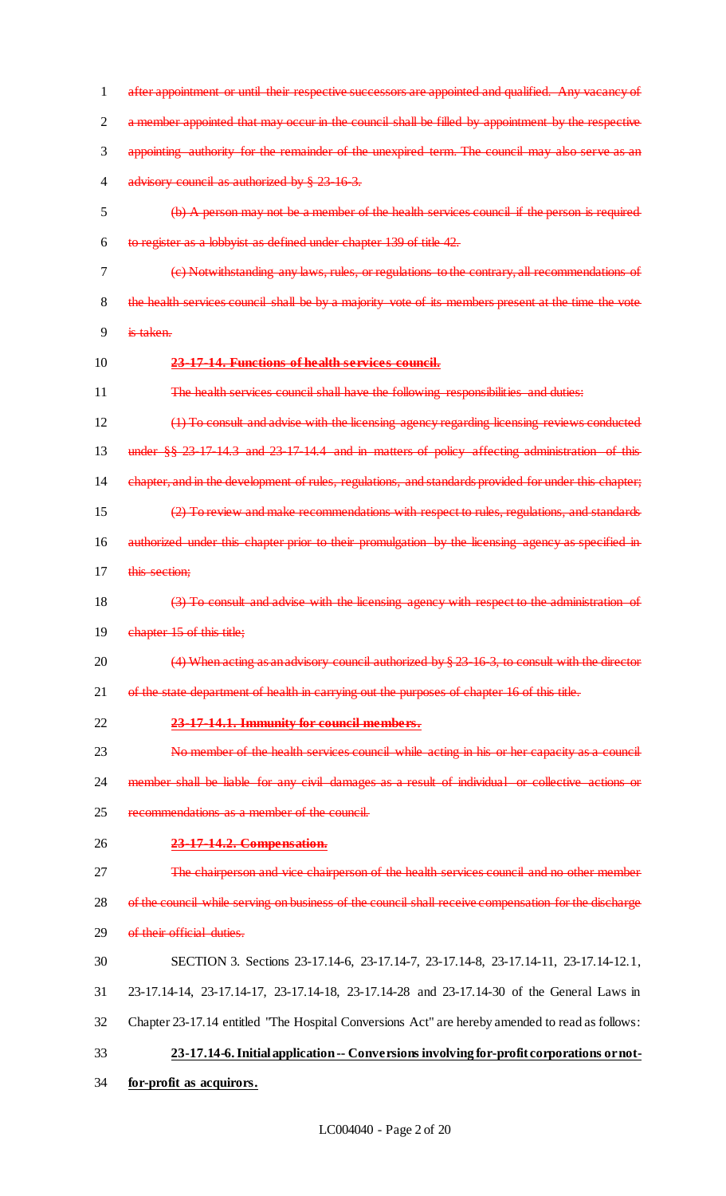~~after appointment or until their respective successors are appointed and qualified. Any vacancy of a member appointed that may occur in the council shall be filled by appointment by the respective appointing authority for the remainder of the unexpired term. The council may also serve as an advisory council as authorized by § 23-16-3.~~

~~(b) A person may not be a member of the health services council if the person is required to register as a lobbyist as defined under chapter 139 of title 42.~~

~~(c) Notwithstanding any laws, rules, or regulations to the contrary, all recommendations of the health services council shall be by a majority vote of its members present at the time the vote is taken.~~

~~**23-17-14. Functions of health services council.**~~

~~The health services council shall have the following responsibilities and duties:~~

~~(1) To consult and advise with the licensing agency regarding licensing reviews conducted under §§ 23-17-14.3 and 23-17-14.4 and in matters of policy affecting administration of this chapter, and in the development of rules, regulations, and standards provided for under this chapter;~~

~~(2) To review and make recommendations with respect to rules, regulations, and standards authorized under this chapter prior to their promulgation by the licensing agency as specified in this section;~~

~~(3) To consult and advise with the licensing agency with respect to the administration of chapter 15 of this title;~~

~~(4) When acting as an advisory council authorized by § 23-16-3, to consult with the director of the state department of health in carrying out the purposes of chapter 16 of this title.~~

~~**23-17-14.1. Immunity for council members.**~~

~~No member of the health services council while acting in his or her capacity as a council member shall be liable for any civil damages as a result of individual or collective actions or recommendations as a member of the council.~~

~~**23-17-14.2. Compensation.**~~

~~The chairperson and vice chairperson of the health services council and no other member of the council while serving on business of the council shall receive compensation for the discharge of their official duties.~~

SECTION 3. Sections 23-17.14-6, 23-17.14-7, 23-17.14-8, 23-17.14-11, 23-17.14-12.1, 23-17.14-14, 23-17.14-17, 23-17.14-18, 23-17.14-28 and 23-17.14-30 of the General Laws in Chapter 23-17.14 entitled "The Hospital Conversions Act" are hereby amended to read as follows:

**23-17.14-6. Initial application -- Conversions involving for-profit corporations or not-for-profit as acquirors.**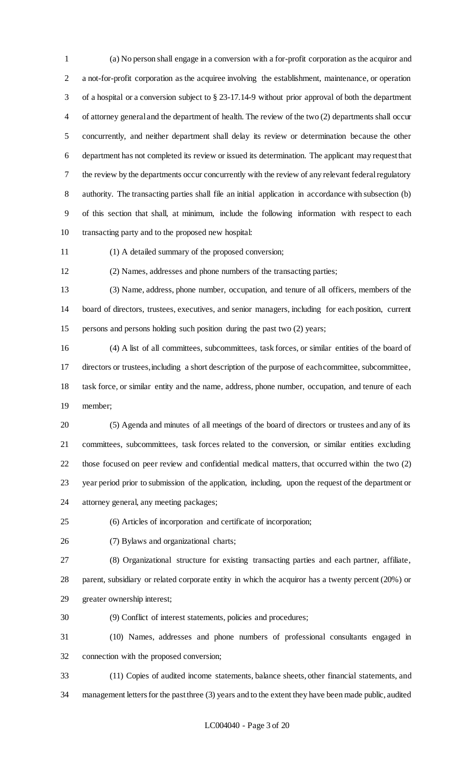(a) No person shall engage in a conversion with a for-profit corporation as the acquiror and a not-for-profit corporation as the acquiree involving the establishment, maintenance, or operation of a hospital or a conversion subject to § 23-17.14-9 without prior approval of both the department of attorney general and the department of health. The review of the two (2) departments shall occur concurrently, and neither department shall delay its review or determination because the other department has not completed its review or issued its determination. The applicant may request that the review by the departments occur concurrently with the review of any relevant federal regulatory authority. The transacting parties shall file an initial application in accordance with subsection (b) of this section that shall, at minimum, include the following information with respect to each transacting party and to the proposed new hospital:

(1) A detailed summary of the proposed conversion;

(2) Names, addresses and phone numbers of the transacting parties;

(3) Name, address, phone number, occupation, and tenure of all officers, members of the board of directors, trustees, executives, and senior managers, including for each position, current persons and persons holding such position during the past two (2) years;

(4) A list of all committees, subcommittees, task forces, or similar entities of the board of directors or trustees, including a short description of the purpose of each committee, subcommittee, task force, or similar entity and the name, address, phone number, occupation, and tenure of each member;

(5) Agenda and minutes of all meetings of the board of directors or trustees and any of its committees, subcommittees, task forces related to the conversion, or similar entities excluding those focused on peer review and confidential medical matters, that occurred within the two (2) year period prior to submission of the application, including, upon the request of the department or attorney general, any meeting packages;

(6) Articles of incorporation and certificate of incorporation;

(7) Bylaws and organizational charts;

(8) Organizational structure for existing transacting parties and each partner, affiliate, parent, subsidiary or related corporate entity in which the acquiror has a twenty percent (20%) or greater ownership interest;

(9) Conflict of interest statements, policies and procedures;

(10) Names, addresses and phone numbers of professional consultants engaged in connection with the proposed conversion;

(11) Copies of audited income statements, balance sheets, other financial statements, and management letters for the past three (3) years and to the extent they have been made public, audited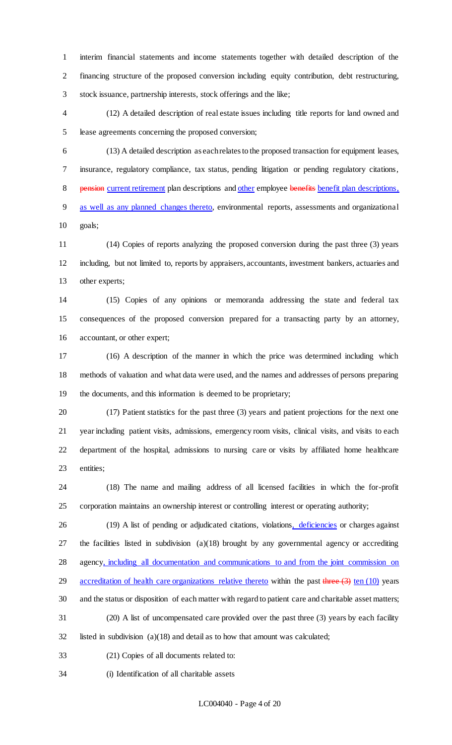interim financial statements and income statements together with detailed description of the financing structure of the proposed conversion including equity contribution, debt restructuring, stock issuance, partnership interests, stock offerings and the like;

(12) A detailed description of real estate issues including title reports for land owned and lease agreements concerning the proposed conversion;

(13) A detailed description as each relates to the proposed transaction for equipment leases, insurance, regulatory compliance, tax status, pending litigation or pending regulatory citations, ~~pension~~ current retirement plan descriptions and other employee ~~benefits~~ benefit plan descriptions, as well as any planned changes thereto, environmental reports, assessments and organizational goals;

(14) Copies of reports analyzing the proposed conversion during the past three (3) years including, but not limited to, reports by appraisers, accountants, investment bankers, actuaries and other experts;

(15) Copies of any opinions or memoranda addressing the state and federal tax consequences of the proposed conversion prepared for a transacting party by an attorney, accountant, or other expert;

(16) A description of the manner in which the price was determined including which methods of valuation and what data were used, and the names and addresses of persons preparing the documents, and this information is deemed to be proprietary;

(17) Patient statistics for the past three (3) years and patient projections for the next one year including patient visits, admissions, emergency room visits, clinical visits, and visits to each department of the hospital, admissions to nursing care or visits by affiliated home healthcare entities;

(18) The name and mailing address of all licensed facilities in which the for-profit corporation maintains an ownership interest or controlling interest or operating authority;

(19) A list of pending or adjudicated citations, violations, deficiencies or charges against the facilities listed in subdivision (a)(18) brought by any governmental agency or accrediting agency, including all documentation and communications to and from the joint commission on accreditation of health care organizations relative thereto within the past ~~three (3)~~ ten (10) years and the status or disposition of each matter with regard to patient care and charitable asset matters;

(20) A list of uncompensated care provided over the past three (3) years by each facility listed in subdivision (a)(18) and detail as to how that amount was calculated;

(21) Copies of all documents related to:

(i) Identification of all charitable assets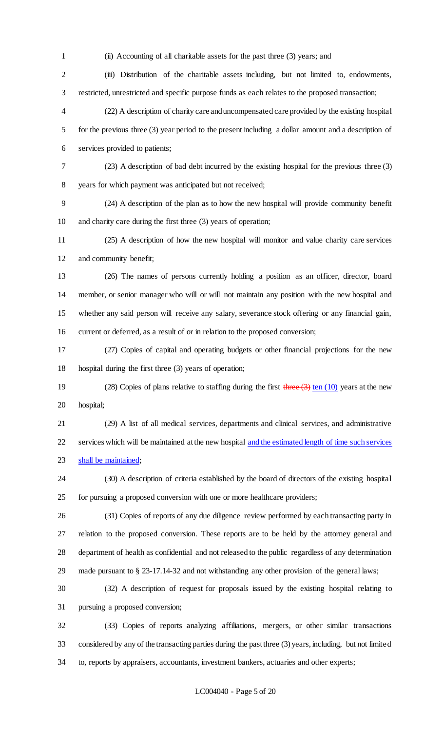(ii) Accounting of all charitable assets for the past three (3) years; and

(iii) Distribution of the charitable assets including, but not limited to, endowments, restricted, unrestricted and specific purpose funds as each relates to the proposed transaction;

(22) A description of charity care and uncompensated care provided by the existing hospital for the previous three (3) year period to the present including a dollar amount and a description of services provided to patients;

(23) A description of bad debt incurred by the existing hospital for the previous three (3) years for which payment was anticipated but not received;

(24) A description of the plan as to how the new hospital will provide community benefit and charity care during the first three (3) years of operation;

(25) A description of how the new hospital will monitor and value charity care services and community benefit;

(26) The names of persons currently holding a position as an officer, director, board member, or senior manager who will or will not maintain any position with the new hospital and whether any said person will receive any salary, severance stock offering or any financial gain, current or deferred, as a result of or in relation to the proposed conversion;

(27) Copies of capital and operating budgets or other financial projections for the new hospital during the first three (3) years of operation;

(28) Copies of plans relative to staffing during the first ~~three (3)~~ ten (10) years at the new hospital;

(29) A list of all medical services, departments and clinical services, and administrative services which will be maintained at the new hospital and the estimated length of time such services shall be maintained;

(30) A description of criteria established by the board of directors of the existing hospital for pursuing a proposed conversion with one or more healthcare providers;

(31) Copies of reports of any due diligence review performed by each transacting party in relation to the proposed conversion. These reports are to be held by the attorney general and department of health as confidential and not released to the public regardless of any determination made pursuant to § 23-17.14-32 and not withstanding any other provision of the general laws;

(32) A description of request for proposals issued by the existing hospital relating to pursuing a proposed conversion;

(33) Copies of reports analyzing affiliations, mergers, or other similar transactions considered by any of the transacting parties during the past three (3) years, including, but not limited to, reports by appraisers, accountants, investment bankers, actuaries and other experts;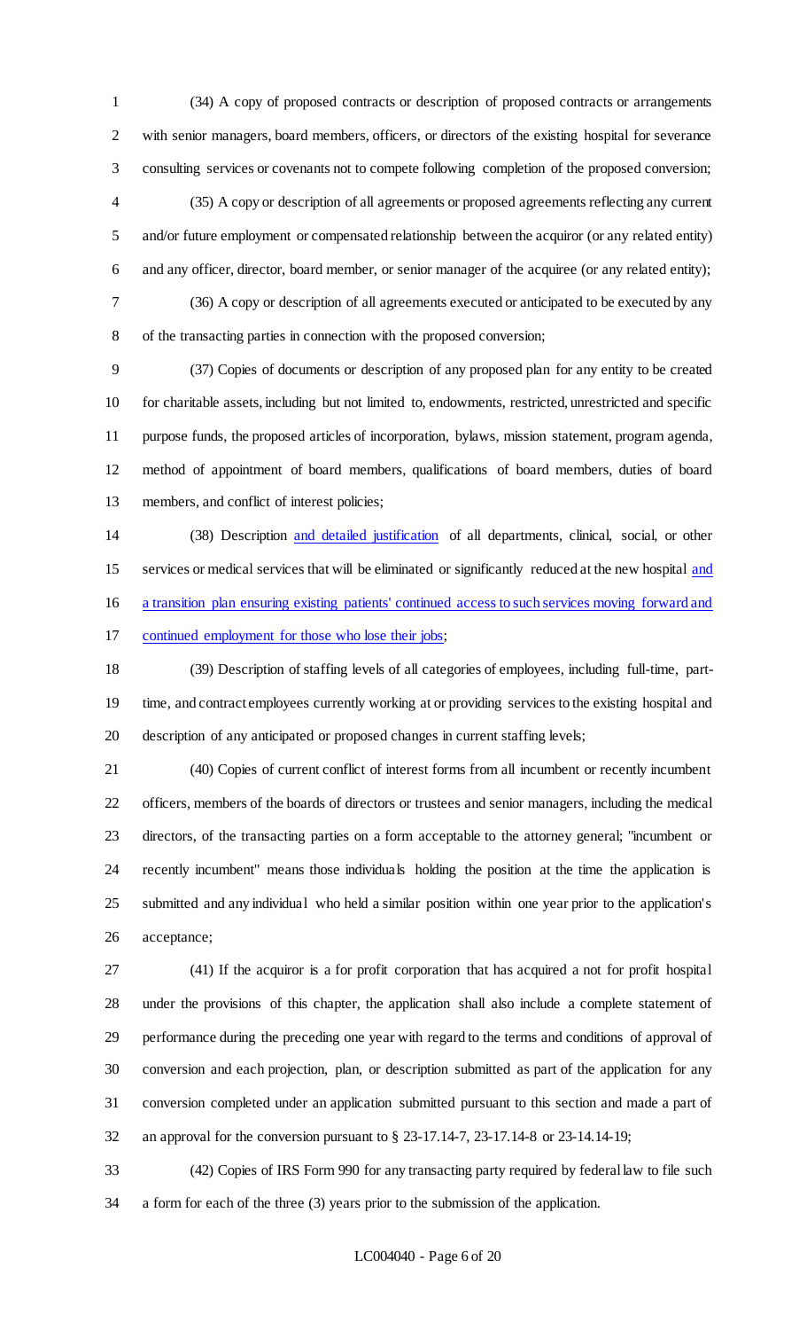(34) A copy of proposed contracts or description of proposed contracts or arrangements with senior managers, board members, officers, or directors of the existing hospital for severance consulting services or covenants not to compete following completion of the proposed conversion;

(35) A copy or description of all agreements or proposed agreements reflecting any current and/or future employment or compensated relationship between the acquiror (or any related entity) and any officer, director, board member, or senior manager of the acquiree (or any related entity);

(36) A copy or description of all agreements executed or anticipated to be executed by any of the transacting parties in connection with the proposed conversion;

(37) Copies of documents or description of any proposed plan for any entity to be created for charitable assets, including but not limited to, endowments, restricted, unrestricted and specific purpose funds, the proposed articles of incorporation, bylaws, mission statement, program agenda, method of appointment of board members, qualifications of board members, duties of board members, and conflict of interest policies;

(38) Description and detailed justification of all departments, clinical, social, or other services or medical services that will be eliminated or significantly reduced at the new hospital and a transition plan ensuring existing patients' continued access to such services moving forward and continued employment for those who lose their jobs;

(39) Description of staffing levels of all categories of employees, including full-time, part-time, and contract employees currently working at or providing services to the existing hospital and description of any anticipated or proposed changes in current staffing levels;

(40) Copies of current conflict of interest forms from all incumbent or recently incumbent officers, members of the boards of directors or trustees and senior managers, including the medical directors, of the transacting parties on a form acceptable to the attorney general; "incumbent or recently incumbent" means those individuals holding the position at the time the application is submitted and any individual who held a similar position within one year prior to the application's acceptance;

(41) If the acquiror is a for profit corporation that has acquired a not for profit hospital under the provisions of this chapter, the application shall also include a complete statement of performance during the preceding one year with regard to the terms and conditions of approval of conversion and each projection, plan, or description submitted as part of the application for any conversion completed under an application submitted pursuant to this section and made a part of an approval for the conversion pursuant to § 23-17.14-7, 23-17.14-8 or 23-14.14-19;

(42) Copies of IRS Form 990 for any transacting party required by federal law to file such a form for each of the three (3) years prior to the submission of the application.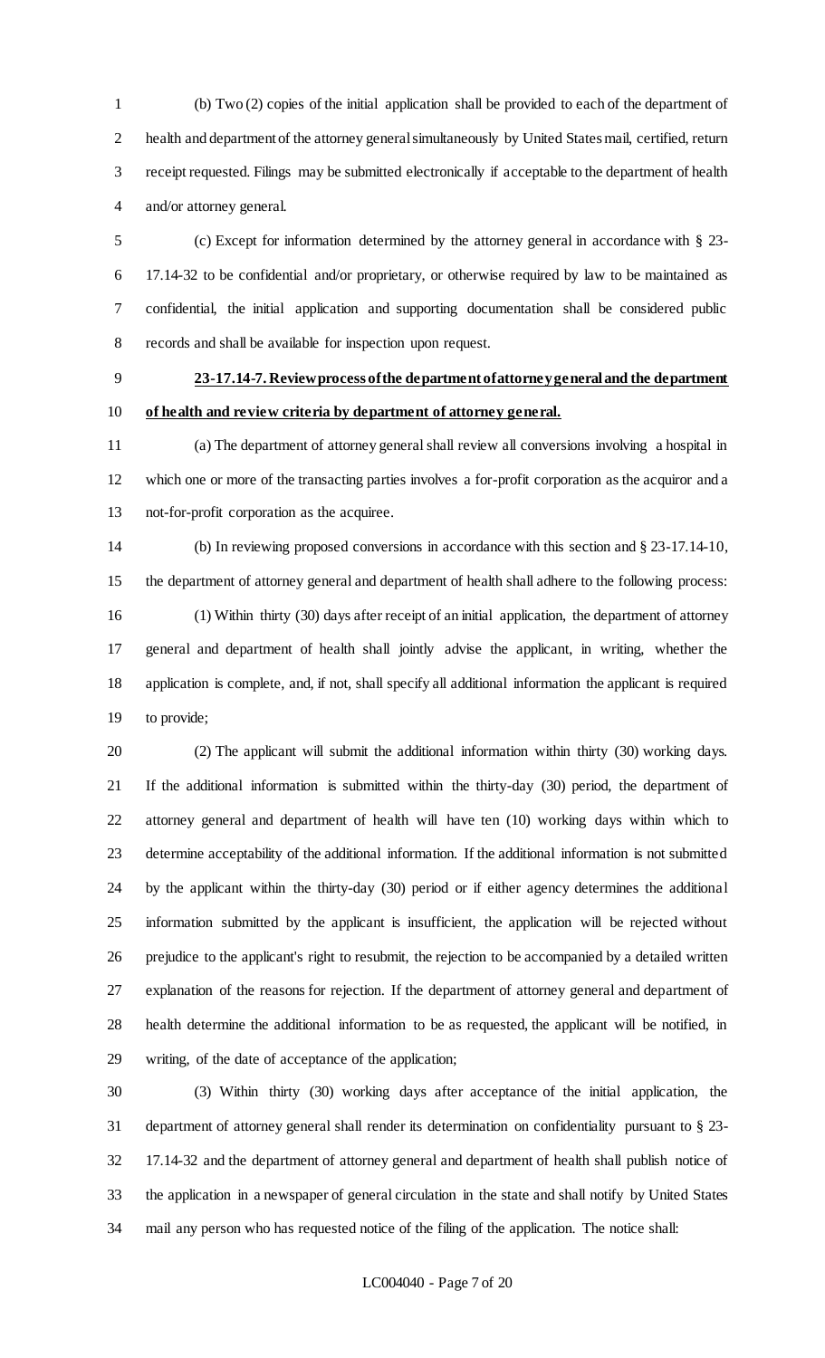(b) Two (2) copies of the initial application shall be provided to each of the department of health and department of the attorney general simultaneously by United States mail, certified, return receipt requested. Filings may be submitted electronically if acceptable to the department of health and/or attorney general.

(c) Except for information determined by the attorney general in accordance with § 23-17.14-32 to be confidential and/or proprietary, or otherwise required by law to be maintained as confidential, the initial application and supporting documentation shall be considered public records and shall be available for inspection upon request.

**23-17.14-7. Review process of the department of attorney general and the department of health and review criteria by department of attorney general.**

(a) The department of attorney general shall review all conversions involving a hospital in which one or more of the transacting parties involves a for-profit corporation as the acquiror and a not-for-profit corporation as the acquiree.

(b) In reviewing proposed conversions in accordance with this section and § 23-17.14-10, the department of attorney general and department of health shall adhere to the following process:

(1) Within thirty (30) days after receipt of an initial application, the department of attorney general and department of health shall jointly advise the applicant, in writing, whether the application is complete, and, if not, shall specify all additional information the applicant is required to provide;

(2) The applicant will submit the additional information within thirty (30) working days. If the additional information is submitted within the thirty-day (30) period, the department of attorney general and department of health will have ten (10) working days within which to determine acceptability of the additional information. If the additional information is not submitted by the applicant within the thirty-day (30) period or if either agency determines the additional information submitted by the applicant is insufficient, the application will be rejected without prejudice to the applicant's right to resubmit, the rejection to be accompanied by a detailed written explanation of the reasons for rejection. If the department of attorney general and department of health determine the additional information to be as requested, the applicant will be notified, in writing, of the date of acceptance of the application;

(3) Within thirty (30) working days after acceptance of the initial application, the department of attorney general shall render its determination on confidentiality pursuant to § 23-17.14-32 and the department of attorney general and department of health shall publish notice of the application in a newspaper of general circulation in the state and shall notify by United States mail any person who has requested notice of the filing of the application. The notice shall: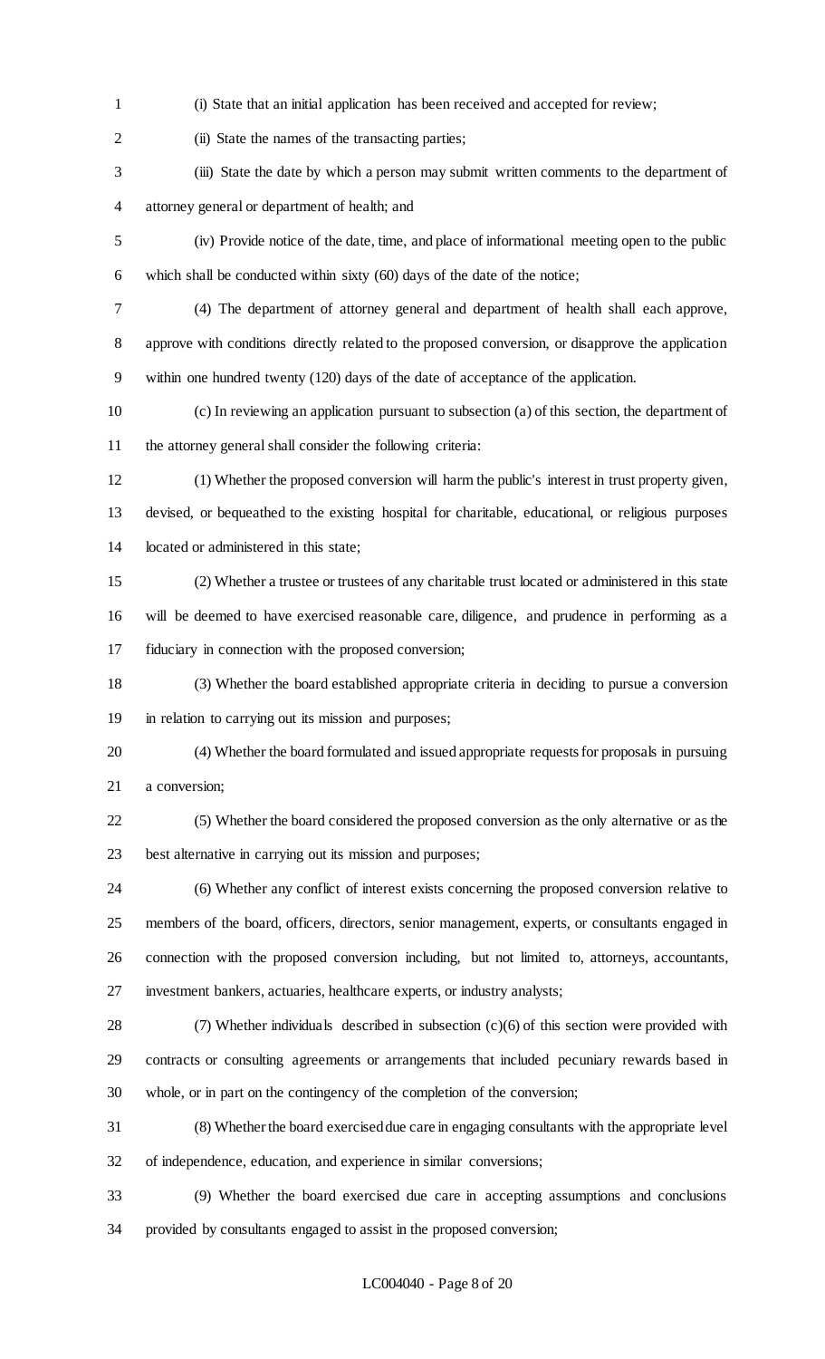(i) State that an initial application has been received and accepted for review;

(ii) State the names of the transacting parties;

(iii) State the date by which a person may submit written comments to the department of attorney general or department of health; and

(iv) Provide notice of the date, time, and place of informational meeting open to the public which shall be conducted within sixty (60) days of the date of the notice;

(4) The department of attorney general and department of health shall each approve, approve with conditions directly related to the proposed conversion, or disapprove the application within one hundred twenty (120) days of the date of acceptance of the application.

(c) In reviewing an application pursuant to subsection (a) of this section, the department of the attorney general shall consider the following criteria:

(1) Whether the proposed conversion will harm the public's interest in trust property given, devised, or bequeathed to the existing hospital for charitable, educational, or religious purposes located or administered in this state;

(2) Whether a trustee or trustees of any charitable trust located or administered in this state will be deemed to have exercised reasonable care, diligence, and prudence in performing as a fiduciary in connection with the proposed conversion;

(3) Whether the board established appropriate criteria in deciding to pursue a conversion in relation to carrying out its mission and purposes;

(4) Whether the board formulated and issued appropriate requests for proposals in pursuing a conversion;

(5) Whether the board considered the proposed conversion as the only alternative or as the best alternative in carrying out its mission and purposes;

(6) Whether any conflict of interest exists concerning the proposed conversion relative to members of the board, officers, directors, senior management, experts, or consultants engaged in connection with the proposed conversion including, but not limited to, attorneys, accountants, investment bankers, actuaries, healthcare experts, or industry analysts;

(7) Whether individuals described in subsection (c)(6) of this section were provided with contracts or consulting agreements or arrangements that included pecuniary rewards based in whole, or in part on the contingency of the completion of the conversion;

(8) Whether the board exercised due care in engaging consultants with the appropriate level of independence, education, and experience in similar conversions;

(9) Whether the board exercised due care in accepting assumptions and conclusions provided by consultants engaged to assist in the proposed conversion;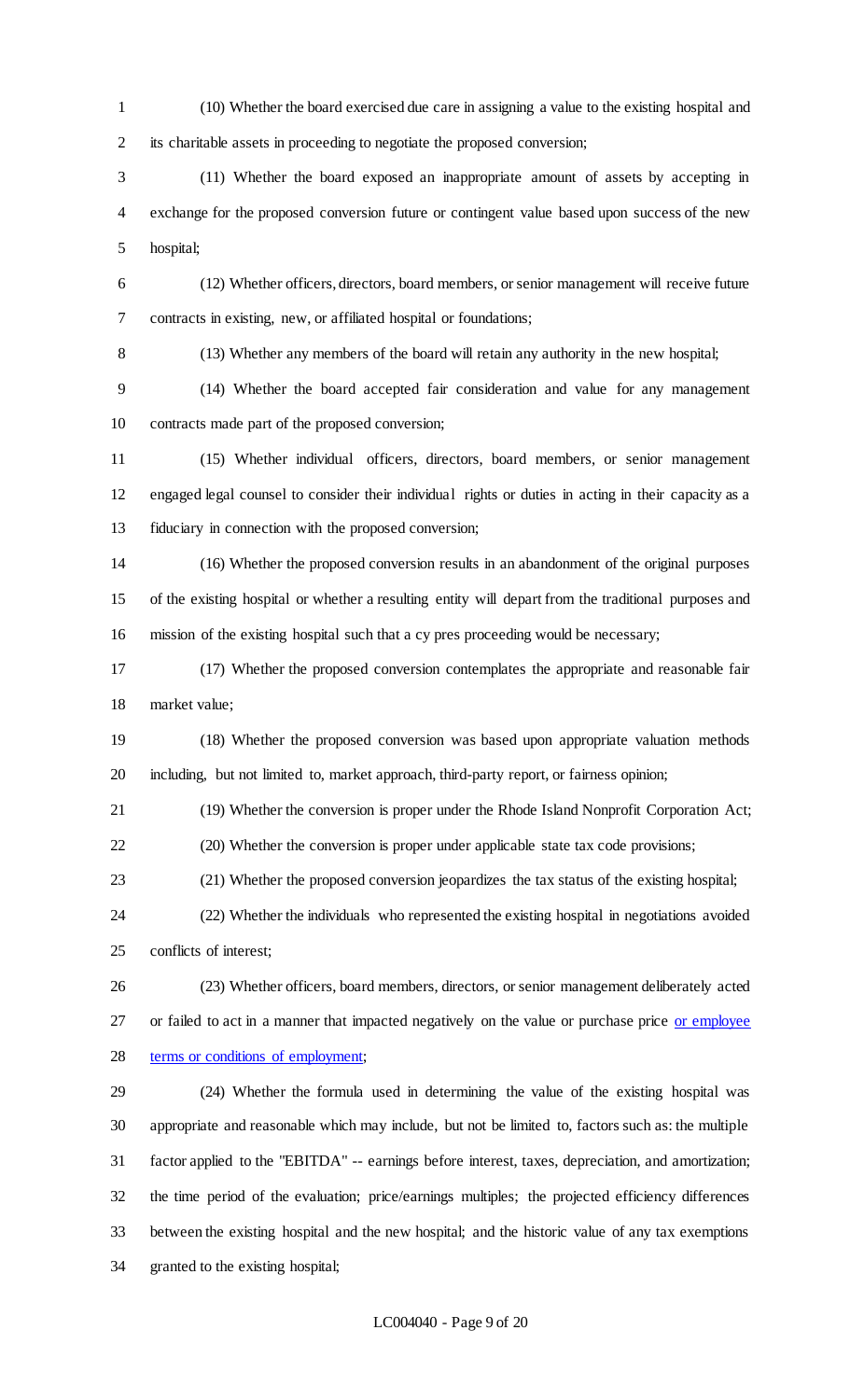(10) Whether the board exercised due care in assigning a value to the existing hospital and its charitable assets in proceeding to negotiate the proposed conversion;

(11) Whether the board exposed an inappropriate amount of assets by accepting in exchange for the proposed conversion future or contingent value based upon success of the new hospital;

(12) Whether officers, directors, board members, or senior management will receive future contracts in existing, new, or affiliated hospital or foundations;

(13) Whether any members of the board will retain any authority in the new hospital;

(14) Whether the board accepted fair consideration and value for any management contracts made part of the proposed conversion;

(15) Whether individual officers, directors, board members, or senior management engaged legal counsel to consider their individual rights or duties in acting in their capacity as a fiduciary in connection with the proposed conversion;

(16) Whether the proposed conversion results in an abandonment of the original purposes of the existing hospital or whether a resulting entity will depart from the traditional purposes and mission of the existing hospital such that a cy pres proceeding would be necessary;

(17) Whether the proposed conversion contemplates the appropriate and reasonable fair market value;

(18) Whether the proposed conversion was based upon appropriate valuation methods including, but not limited to, market approach, third-party report, or fairness opinion;

(19) Whether the conversion is proper under the Rhode Island Nonprofit Corporation Act;

(20) Whether the conversion is proper under applicable state tax code provisions;

(21) Whether the proposed conversion jeopardizes the tax status of the existing hospital;

(22) Whether the individuals who represented the existing hospital in negotiations avoided conflicts of interest;

(23) Whether officers, board members, directors, or senior management deliberately acted or failed to act in a manner that impacted negatively on the value or purchase price <u>or employee terms or conditions of employment</u>;

(24) Whether the formula used in determining the value of the existing hospital was appropriate and reasonable which may include, but not be limited to, factors such as: the multiple factor applied to the "EBITDA" -- earnings before interest, taxes, depreciation, and amortization; the time period of the evaluation; price/earnings multiples; the projected efficiency differences between the existing hospital and the new hospital; and the historic value of any tax exemptions granted to the existing hospital;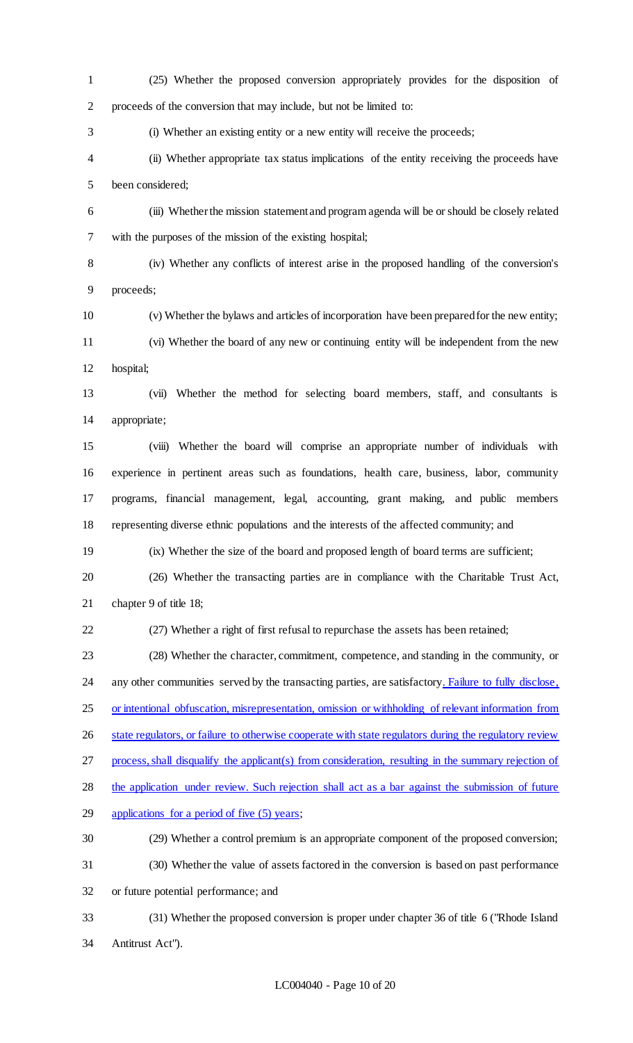(25) Whether the proposed conversion appropriately provides for the disposition of proceeds of the conversion that may include, but not be limited to:

(i) Whether an existing entity or a new entity will receive the proceeds;

(ii) Whether appropriate tax status implications of the entity receiving the proceeds have been considered;

(iii) Whether the mission statement and program agenda will be or should be closely related with the purposes of the mission of the existing hospital;

(iv) Whether any conflicts of interest arise in the proposed handling of the conversion's proceeds;

(v) Whether the bylaws and articles of incorporation have been prepared for the new entity;

(vi) Whether the board of any new or continuing entity will be independent from the new hospital;

(vii) Whether the method for selecting board members, staff, and consultants is appropriate;

(viii) Whether the board will comprise an appropriate number of individuals with experience in pertinent areas such as foundations, health care, business, labor, community programs, financial management, legal, accounting, grant making, and public members representing diverse ethnic populations and the interests of the affected community; and

(ix) Whether the size of the board and proposed length of board terms are sufficient;

(26) Whether the transacting parties are in compliance with the Charitable Trust Act, chapter 9 of title 18;

(27) Whether a right of first refusal to repurchase the assets has been retained;

(28) Whether the character, commitment, competence, and standing in the community, or any other communities served by the transacting parties, are satisfactory. Failure to fully disclose, or intentional obfuscation, misrepresentation, omission or withholding of relevant information from state regulators, or failure to otherwise cooperate with state regulators during the regulatory review process, shall disqualify the applicant(s) from consideration, resulting in the summary rejection of the application under review. Such rejection shall act as a bar against the submission of future applications for a period of five (5) years;

(29) Whether a control premium is an appropriate component of the proposed conversion;

(30) Whether the value of assets factored in the conversion is based on past performance or future potential performance; and

(31) Whether the proposed conversion is proper under chapter 36 of title 6 ("Rhode Island Antitrust Act").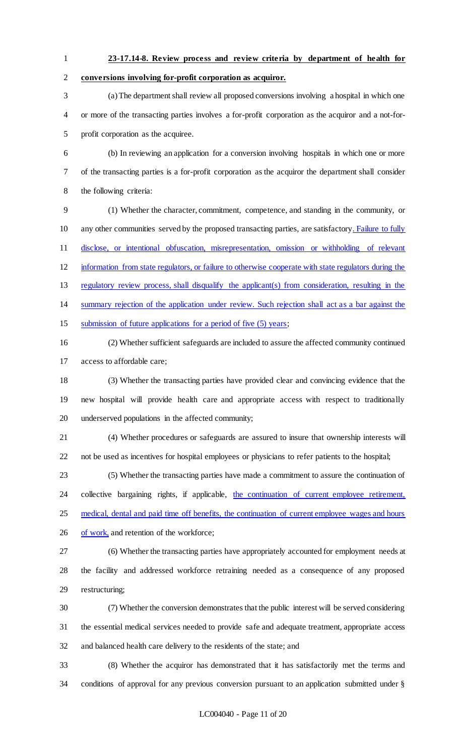**23-17.14-8. Review process and review criteria by department of health for conversions involving for-profit corporation as acquiror.**

(a) The department shall review all proposed conversions involving a hospital in which one or more of the transacting parties involves a for-profit corporation as the acquiror and a not-for-profit corporation as the acquiree.

(b) In reviewing an application for a conversion involving hospitals in which one or more of the transacting parties is a for-profit corporation as the acquiror the department shall consider the following criteria:

(1) Whether the character, commitment, competence, and standing in the community, or any other communities served by the proposed transacting parties, are satisfactory. Failure to fully disclose, or intentional obfuscation, misrepresentation, omission or withholding of relevant information from state regulators, or failure to otherwise cooperate with state regulators during the regulatory review process, shall disqualify the applicant(s) from consideration, resulting in the summary rejection of the application under review. Such rejection shall act as a bar against the submission of future applications for a period of five (5) years;

(2) Whether sufficient safeguards are included to assure the affected community continued access to affordable care;

(3) Whether the transacting parties have provided clear and convincing evidence that the new hospital will provide health care and appropriate access with respect to traditionally underserved populations in the affected community;

(4) Whether procedures or safeguards are assured to insure that ownership interests will not be used as incentives for hospital employees or physicians to refer patients to the hospital;

(5) Whether the transacting parties have made a commitment to assure the continuation of collective bargaining rights, if applicable, the continuation of current employee retirement, medical, dental and paid time off benefits, the continuation of current employee wages and hours of work, and retention of the workforce;

(6) Whether the transacting parties have appropriately accounted for employment needs at the facility and addressed workforce retraining needed as a consequence of any proposed restructuring;

(7) Whether the conversion demonstrates that the public interest will be served considering the essential medical services needed to provide safe and adequate treatment, appropriate access and balanced health care delivery to the residents of the state; and

(8) Whether the acquiror has demonstrated that it has satisfactorily met the terms and conditions of approval for any previous conversion pursuant to an application submitted under §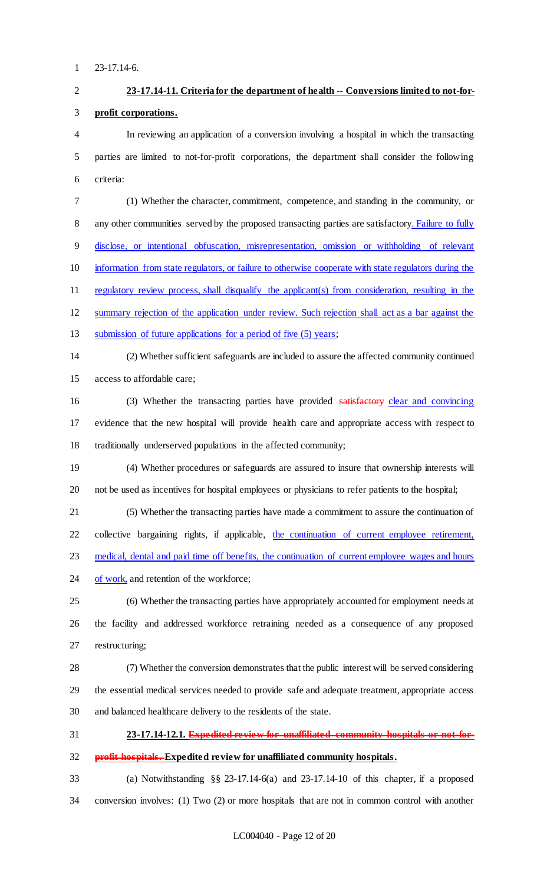23-17.14-6.

**23-17.14-11. Criteria for the department of health -- Conversions limited to not-for-profit corporations.**

In reviewing an application of a conversion involving a hospital in which the transacting parties are limited to not-for-profit corporations, the department shall consider the following criteria:

(1) Whether the character, commitment, competence, and standing in the community, or any other communities served by the proposed transacting parties are satisfactory. Failure to fully disclose, or intentional obfuscation, misrepresentation, omission or withholding of relevant information from state regulators, or failure to otherwise cooperate with state regulators during the regulatory review process, shall disqualify the applicant(s) from consideration, resulting in the summary rejection of the application under review. Such rejection shall act as a bar against the submission of future applications for a period of five (5) years;

(2) Whether sufficient safeguards are included to assure the affected community continued access to affordable care;

(3) Whether the transacting parties have provided ~~satisfactory~~ clear and convincing evidence that the new hospital will provide health care and appropriate access with respect to traditionally underserved populations in the affected community;

(4) Whether procedures or safeguards are assured to insure that ownership interests will not be used as incentives for hospital employees or physicians to refer patients to the hospital;

(5) Whether the transacting parties have made a commitment to assure the continuation of collective bargaining rights, if applicable, the continuation of current employee retirement, medical, dental and paid time off benefits, the continuation of current employee wages and hours of work, and retention of the workforce;

(6) Whether the transacting parties have appropriately accounted for employment needs at the facility and addressed workforce retraining needed as a consequence of any proposed restructuring;

(7) Whether the conversion demonstrates that the public interest will be served considering the essential medical services needed to provide safe and adequate treatment, appropriate access and balanced healthcare delivery to the residents of the state.

**23-17.14-12.1. ~~Expedited review for unaffiliated community hospitals or not-for-profit hospitals.~~ Expedited review for unaffiliated community hospitals.**

(a) Notwithstanding §§ 23-17.14-6(a) and 23-17.14-10 of this chapter, if a proposed conversion involves: (1) Two (2) or more hospitals that are not in common control with another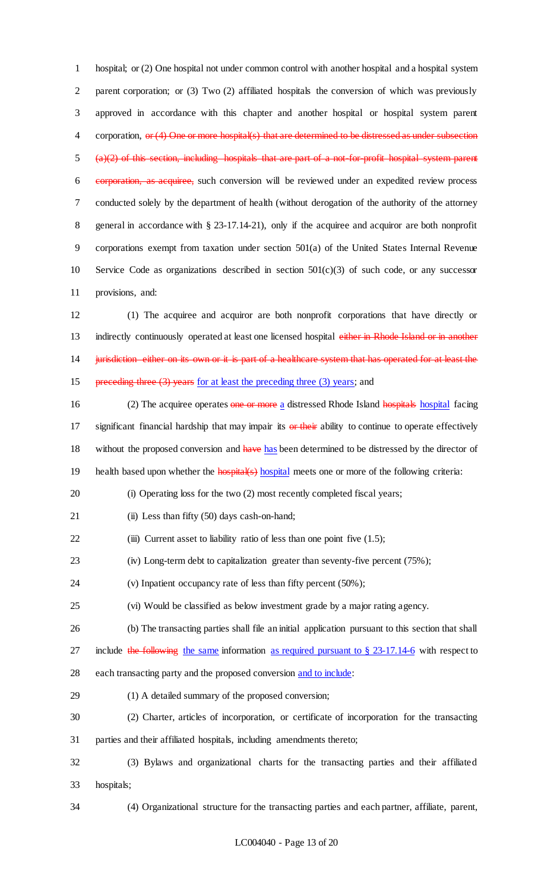hospital; or (2) One hospital not under common control with another hospital and a hospital system parent corporation; or (3) Two (2) affiliated hospitals the conversion of which was previously approved in accordance with this chapter and another hospital or hospital system parent corporation, ~~or (4) One or more hospital(s) that are determined to be distressed as under subsection (a)(2) of this section, including hospitals that are part of a not-for-profit hospital system parent corporation, as acquiree,~~ such conversion will be reviewed under an expedited review process conducted solely by the department of health (without derogation of the authority of the attorney general in accordance with § 23-17.14-21), only if the acquiree and acquiror are both nonprofit corporations exempt from taxation under section 501(a) of the United States Internal Revenue Service Code as organizations described in section 501(c)(3) of such code, or any successor provisions, and:

(1) The acquiree and acquiror are both nonprofit corporations that have directly or indirectly continuously operated at least one licensed hospital ~~either in Rhode Island or in another jurisdiction either on its own or it is part of a healthcare system that has operated for at least the preceding three (3) years~~ <u>for at least the preceding three (3) years</u>; and

(2) The acquiree operates ~~one or more~~ <u>a</u> distressed Rhode Island ~~hospitals~~ <u>hospital</u> facing significant financial hardship that may impair its ~~or their~~ ability to continue to operate effectively without the proposed conversion and ~~have~~ <u>has</u> been determined to be distressed by the director of health based upon whether the ~~hospital(s)~~ <u>hospital</u> meets one or more of the following criteria:

(i) Operating loss for the two (2) most recently completed fiscal years;

(ii) Less than fifty (50) days cash-on-hand;

(iii) Current asset to liability ratio of less than one point five (1.5);

(iv) Long-term debt to capitalization greater than seventy-five percent (75%);

(v) Inpatient occupancy rate of less than fifty percent (50%);

(vi) Would be classified as below investment grade by a major rating agency.

(b) The transacting parties shall file an initial application pursuant to this section that shall include ~~the following~~ <u>the same</u> information <u>as required pursuant to § 23-17.14-6</u> with respect to each transacting party and the proposed conversion <u>and to include</u>:

(1) A detailed summary of the proposed conversion;

(2) Charter, articles of incorporation, or certificate of incorporation for the transacting parties and their affiliated hospitals, including amendments thereto;

(3) Bylaws and organizational charts for the transacting parties and their affiliated hospitals;

(4) Organizational structure for the transacting parties and each partner, affiliate, parent,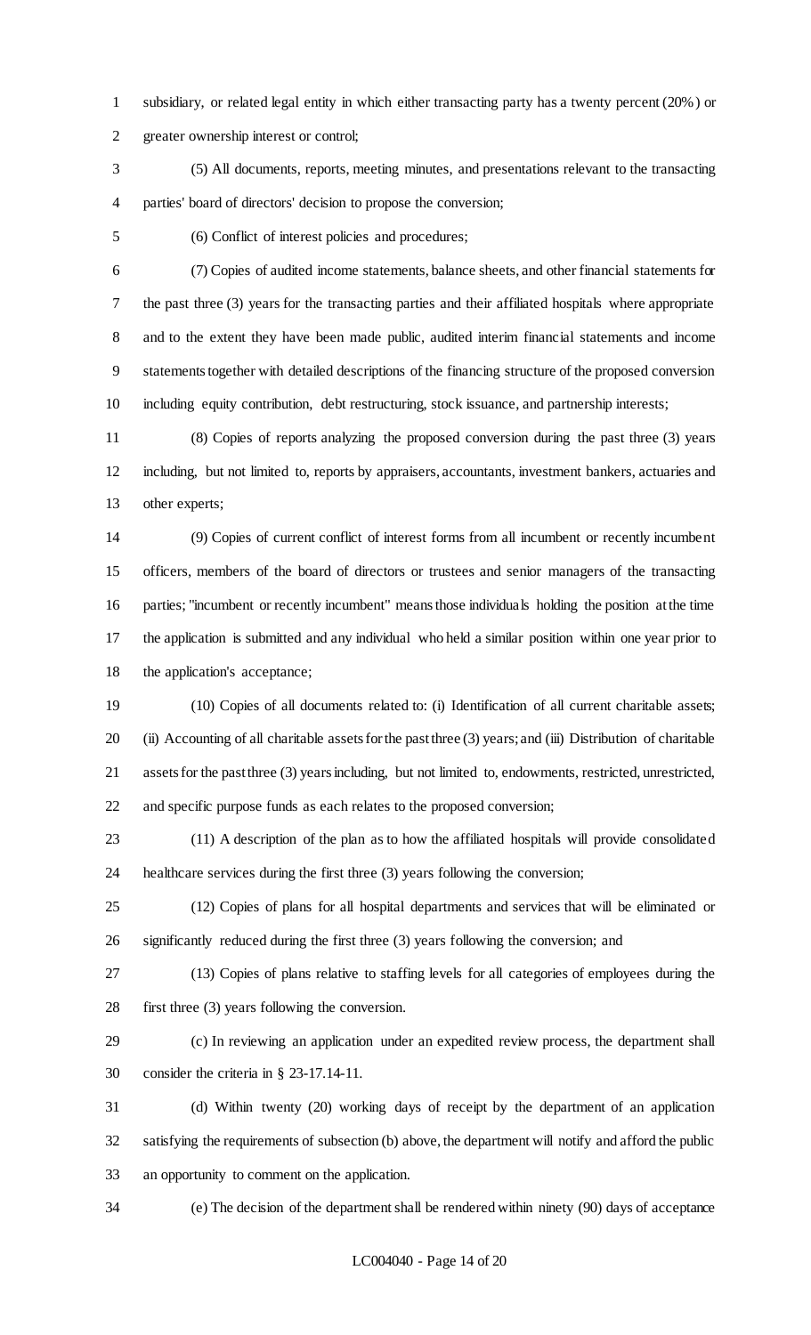subsidiary, or related legal entity in which either transacting party has a twenty percent (20%) or greater ownership interest or control;

(5) All documents, reports, meeting minutes, and presentations relevant to the transacting parties' board of directors' decision to propose the conversion;

(6) Conflict of interest policies and procedures;

(7) Copies of audited income statements, balance sheets, and other financial statements for the past three (3) years for the transacting parties and their affiliated hospitals where appropriate and to the extent they have been made public, audited interim financial statements and income statements together with detailed descriptions of the financing structure of the proposed conversion including equity contribution, debt restructuring, stock issuance, and partnership interests;

(8) Copies of reports analyzing the proposed conversion during the past three (3) years including, but not limited to, reports by appraisers, accountants, investment bankers, actuaries and other experts;

(9) Copies of current conflict of interest forms from all incumbent or recently incumbent officers, members of the board of directors or trustees and senior managers of the transacting parties; "incumbent or recently incumbent" means those individuals holding the position at the time the application is submitted and any individual who held a similar position within one year prior to the application's acceptance;

(10) Copies of all documents related to: (i) Identification of all current charitable assets; (ii) Accounting of all charitable assets for the past three (3) years; and (iii) Distribution of charitable assets for the past three (3) years including, but not limited to, endowments, restricted, unrestricted, and specific purpose funds as each relates to the proposed conversion;

(11) A description of the plan as to how the affiliated hospitals will provide consolidated healthcare services during the first three (3) years following the conversion;

(12) Copies of plans for all hospital departments and services that will be eliminated or significantly reduced during the first three (3) years following the conversion; and

(13) Copies of plans relative to staffing levels for all categories of employees during the first three (3) years following the conversion.

(c) In reviewing an application under an expedited review process, the department shall consider the criteria in § 23-17.14-11.

(d) Within twenty (20) working days of receipt by the department of an application satisfying the requirements of subsection (b) above, the department will notify and afford the public an opportunity to comment on the application.

(e) The decision of the department shall be rendered within ninety (90) days of acceptance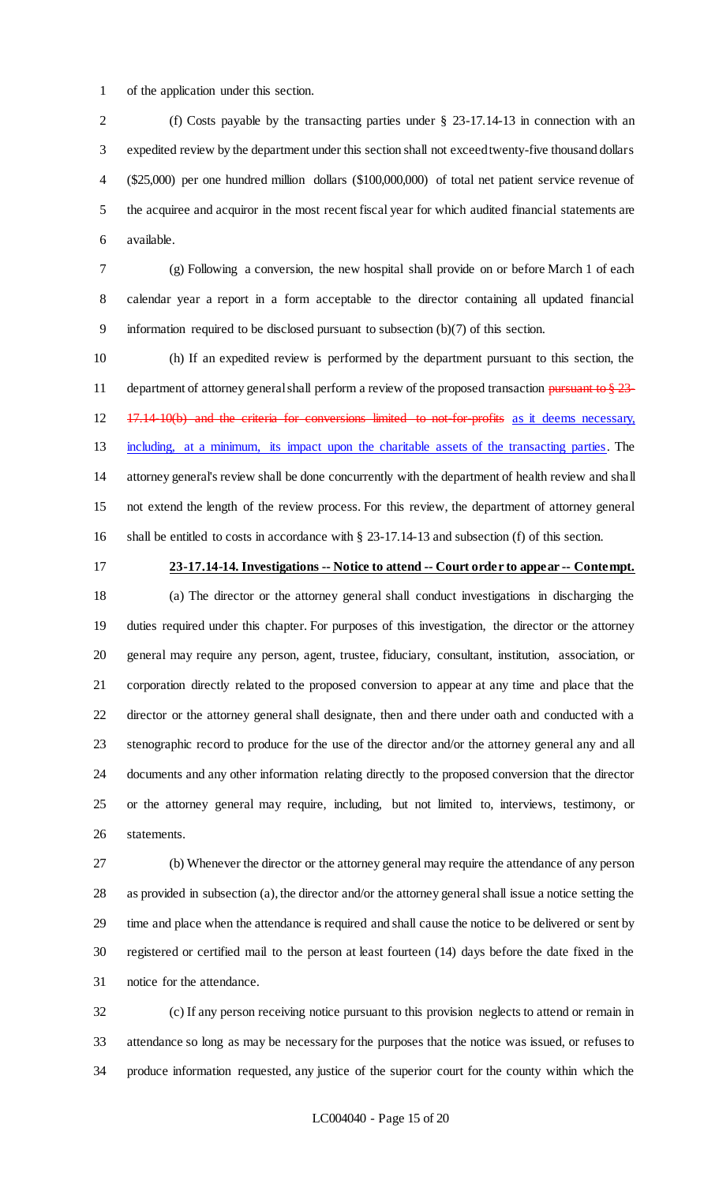of the application under this section.

(f) Costs payable by the transacting parties under § 23-17.14-13 in connection with an expedited review by the department under this section shall not exceed twenty-five thousand dollars ($25,000) per one hundred million dollars ($100,000,000) of total net patient service revenue of the acquiree and acquiror in the most recent fiscal year for which audited financial statements are available.

(g) Following a conversion, the new hospital shall provide on or before March 1 of each calendar year a report in a form acceptable to the director containing all updated financial information required to be disclosed pursuant to subsection (b)(7) of this section.

(h) If an expedited review is performed by the department pursuant to this section, the department of attorney general shall perform a review of the proposed transaction ~~pursuant to § 23-17.14-10(b) and the criteria for conversions limited to not-for-profits~~ <u>as it deems necessary, including, at a minimum, its impact upon the charitable assets of the transacting parties</u>. The attorney general's review shall be done concurrently with the department of health review and shall not extend the length of the review process. For this review, the department of attorney general shall be entitled to costs in accordance with § 23-17.14-13 and subsection (f) of this section.

**23-17.14-14. Investigations -- Notice to attend -- Court order to appear -- Contempt.**

(a) The director or the attorney general shall conduct investigations in discharging the duties required under this chapter. For purposes of this investigation, the director or the attorney general may require any person, agent, trustee, fiduciary, consultant, institution, association, or corporation directly related to the proposed conversion to appear at any time and place that the director or the attorney general shall designate, then and there under oath and conducted with a stenographic record to produce for the use of the director and/or the attorney general any and all documents and any other information relating directly to the proposed conversion that the director or the attorney general may require, including, but not limited to, interviews, testimony, or statements.

(b) Whenever the director or the attorney general may require the attendance of any person as provided in subsection (a), the director and/or the attorney general shall issue a notice setting the time and place when the attendance is required and shall cause the notice to be delivered or sent by registered or certified mail to the person at least fourteen (14) days before the date fixed in the notice for the attendance.

(c) If any person receiving notice pursuant to this provision neglects to attend or remain in attendance so long as may be necessary for the purposes that the notice was issued, or refuses to produce information requested, any justice of the superior court for the county within which the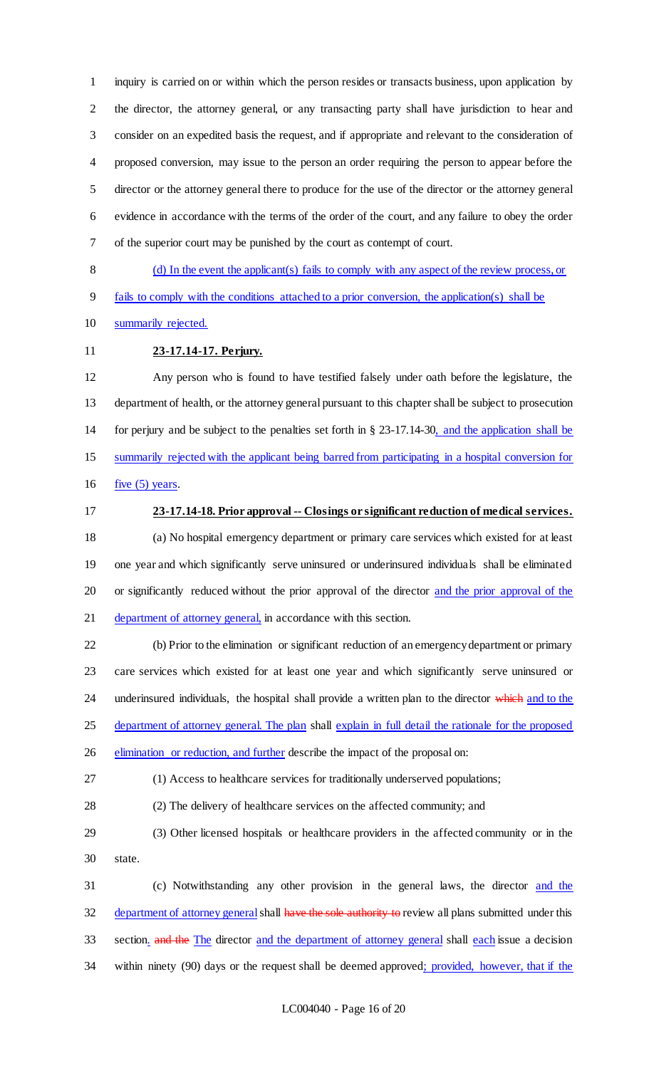inquiry is carried on or within which the person resides or transacts business, upon application by the director, the attorney general, or any transacting party shall have jurisdiction to hear and consider on an expedited basis the request, and if appropriate and relevant to the consideration of proposed conversion, may issue to the person an order requiring the person to appear before the director or the attorney general there to produce for the use of the director or the attorney general evidence in accordance with the terms of the order of the court, and any failure to obey the order of the superior court may be punished by the court as contempt of court.

(d) In the event the applicant(s) fails to comply with any aspect of the review process, or fails to comply with the conditions attached to a prior conversion, the application(s) shall be summarily rejected.

**23-17.14-17. Perjury.**

Any person who is found to have testified falsely under oath before the legislature, the department of health, or the attorney general pursuant to this chapter shall be subject to prosecution for perjury and be subject to the penalties set forth in § 23-17.14-30, and the application shall be summarily rejected with the applicant being barred from participating in a hospital conversion for five (5) years.

**23-17.14-18. Prior approval -- Closings or significant reduction of medical services.**

(a) No hospital emergency department or primary care services which existed for at least one year and which significantly serve uninsured or underinsured individuals shall be eliminated or significantly reduced without the prior approval of the director and the prior approval of the department of attorney general, in accordance with this section.

(b) Prior to the elimination or significant reduction of an emergency department or primary care services which existed for at least one year and which significantly serve uninsured or underinsured individuals, the hospital shall provide a written plan to the director ~~which~~ and to the department of attorney general. The plan shall explain in full detail the rationale for the proposed elimination or reduction, and further describe the impact of the proposal on:

(1) Access to healthcare services for traditionally underserved populations;

(2) The delivery of healthcare services on the affected community; and

(3) Other licensed hospitals or healthcare providers in the affected community or in the state.

(c) Notwithstanding any other provision in the general laws, the director and the department of attorney general shall ~~have the sole authority to~~ review all plans submitted under this section. ~~and the~~ The director and the department of attorney general shall each issue a decision within ninety (90) days or the request shall be deemed approved; provided, however, that if the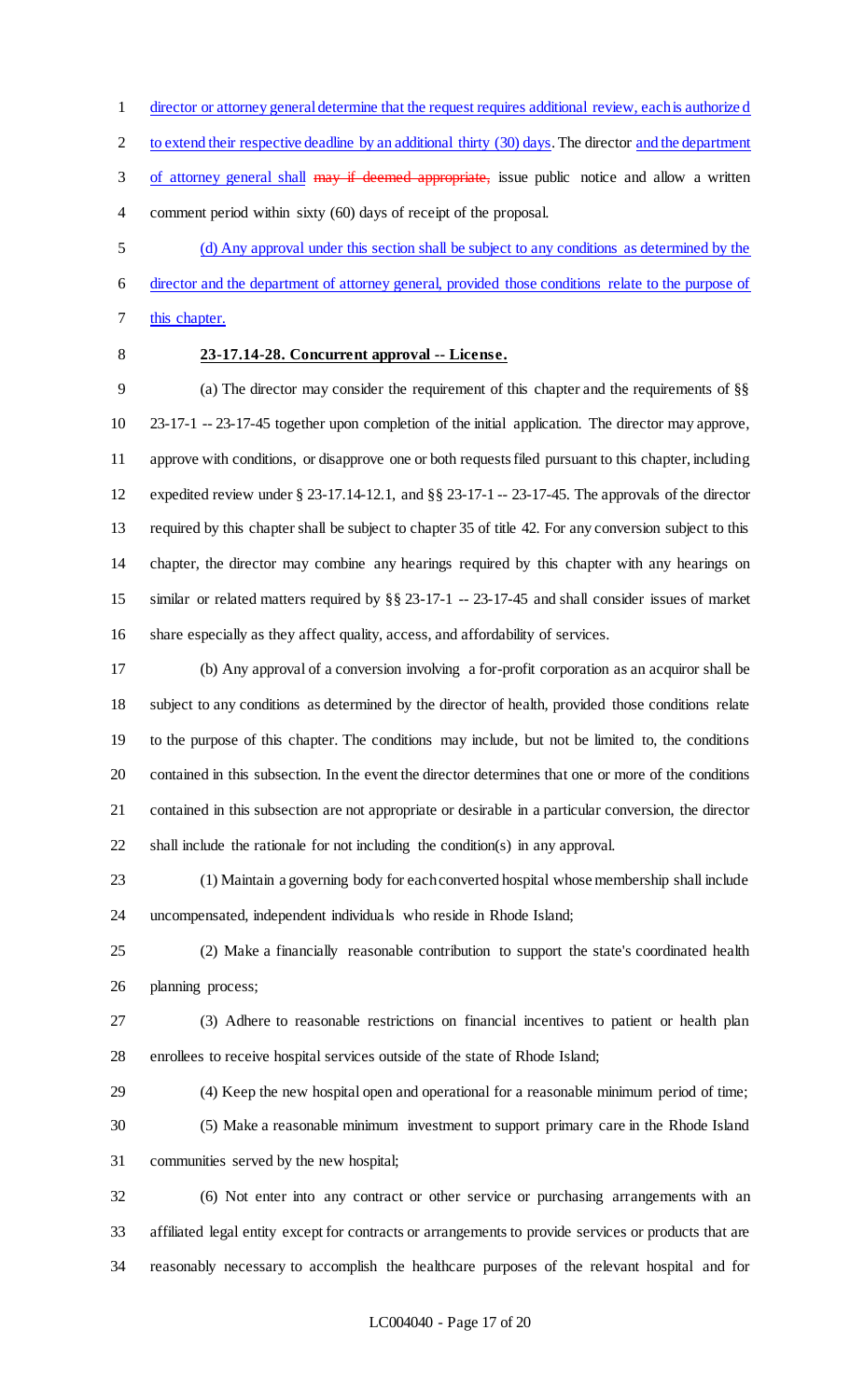director or attorney general determine that the request requires additional review, each is authorized to extend their respective deadline by an additional thirty (30) days. The director and the department of attorney general shall ~~may if deemed appropriate,~~ issue public notice and allow a written comment period within sixty (60) days of receipt of the proposal.

(d) Any approval under this section shall be subject to any conditions as determined by the director and the department of attorney general, provided those conditions relate to the purpose of this chapter.

**23-17.14-28. Concurrent approval -- License.**

(a) The director may consider the requirement of this chapter and the requirements of §§ 23-17-1 -- 23-17-45 together upon completion of the initial application. The director may approve, approve with conditions, or disapprove one or both requests filed pursuant to this chapter, including expedited review under § 23-17.14-12.1, and §§ 23-17-1 -- 23-17-45. The approvals of the director required by this chapter shall be subject to chapter 35 of title 42. For any conversion subject to this chapter, the director may combine any hearings required by this chapter with any hearings on similar or related matters required by §§ 23-17-1 -- 23-17-45 and shall consider issues of market share especially as they affect quality, access, and affordability of services.

(b) Any approval of a conversion involving a for-profit corporation as an acquiror shall be subject to any conditions as determined by the director of health, provided those conditions relate to the purpose of this chapter. The conditions may include, but not be limited to, the conditions contained in this subsection. In the event the director determines that one or more of the conditions contained in this subsection are not appropriate or desirable in a particular conversion, the director shall include the rationale for not including the condition(s) in any approval.

(1) Maintain a governing body for each converted hospital whose membership shall include uncompensated, independent individuals who reside in Rhode Island;

(2) Make a financially reasonable contribution to support the state's coordinated health planning process;

(3) Adhere to reasonable restrictions on financial incentives to patient or health plan enrollees to receive hospital services outside of the state of Rhode Island;

(4) Keep the new hospital open and operational for a reasonable minimum period of time;

(5) Make a reasonable minimum investment to support primary care in the Rhode Island communities served by the new hospital;

(6) Not enter into any contract or other service or purchasing arrangements with an affiliated legal entity except for contracts or arrangements to provide services or products that are reasonably necessary to accomplish the healthcare purposes of the relevant hospital and for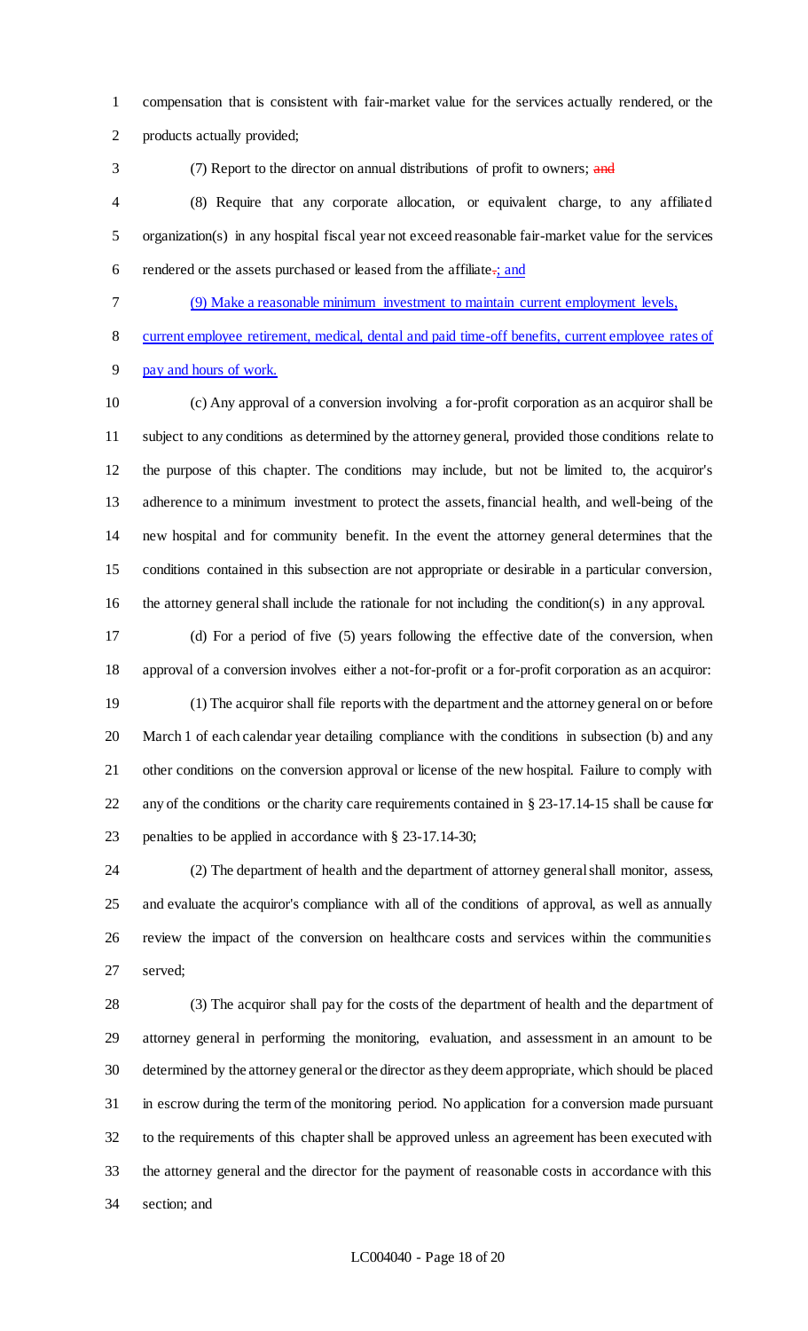compensation that is consistent with fair-market value for the services actually rendered, or the products actually provided;

(7) Report to the director on annual distributions of profit to owners; ~~and~~

(8) Require that any corporate allocation, or equivalent charge, to any affiliated organization(s) in any hospital fiscal year not exceed reasonable fair-market value for the services rendered or the assets purchased or leased from the affiliate~~.~~<u>; and</u>

<u>(9) Make a reasonable minimum investment to maintain current employment levels, current employee retirement, medical, dental and paid time-off benefits, current employee rates of pay and hours of work.</u>

(c) Any approval of a conversion involving a for-profit corporation as an acquiror shall be subject to any conditions as determined by the attorney general, provided those conditions relate to the purpose of this chapter. The conditions may include, but not be limited to, the acquiror's adherence to a minimum investment to protect the assets, financial health, and well-being of the new hospital and for community benefit. In the event the attorney general determines that the conditions contained in this subsection are not appropriate or desirable in a particular conversion, the attorney general shall include the rationale for not including the condition(s) in any approval.

(d) For a period of five (5) years following the effective date of the conversion, when approval of a conversion involves either a not-for-profit or a for-profit corporation as an acquiror:

(1) The acquiror shall file reports with the department and the attorney general on or before March 1 of each calendar year detailing compliance with the conditions in subsection (b) and any other conditions on the conversion approval or license of the new hospital. Failure to comply with any of the conditions or the charity care requirements contained in § 23-17.14-15 shall be cause for penalties to be applied in accordance with § 23-17.14-30;

(2) The department of health and the department of attorney general shall monitor, assess, and evaluate the acquiror's compliance with all of the conditions of approval, as well as annually review the impact of the conversion on healthcare costs and services within the communities served;

(3) The acquiror shall pay for the costs of the department of health and the department of attorney general in performing the monitoring, evaluation, and assessment in an amount to be determined by the attorney general or the director as they deem appropriate, which should be placed in escrow during the term of the monitoring period. No application for a conversion made pursuant to the requirements of this chapter shall be approved unless an agreement has been executed with the attorney general and the director for the payment of reasonable costs in accordance with this section; and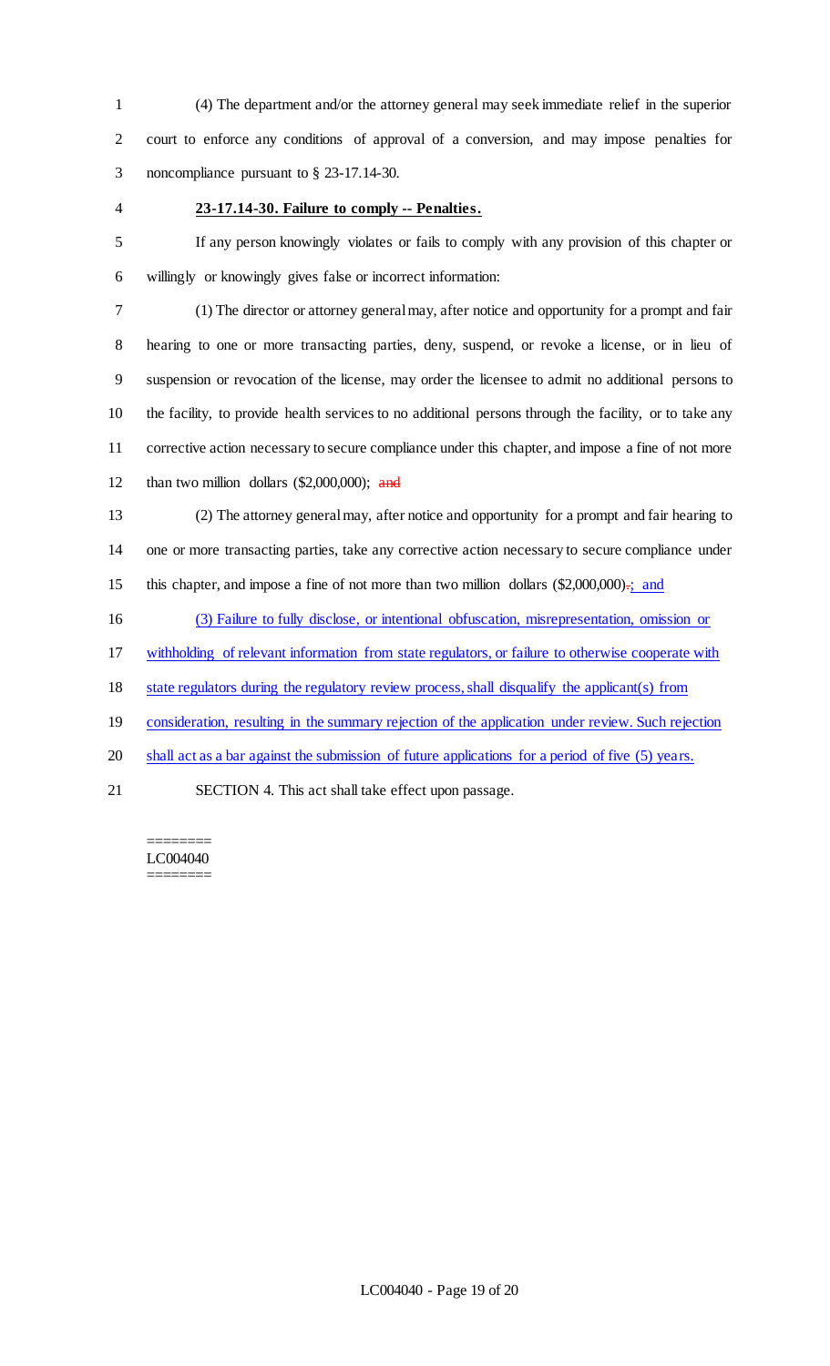(4) The department and/or the attorney general may seek immediate relief in the superior court to enforce any conditions of approval of a conversion, and may impose penalties for noncompliance pursuant to § 23-17.14-30.

**23-17.14-30. Failure to comply -- Penalties.**

If any person knowingly violates or fails to comply with any provision of this chapter or willingly or knowingly gives false or incorrect information:

(1) The director or attorney general may, after notice and opportunity for a prompt and fair hearing to one or more transacting parties, deny, suspend, or revoke a license, or in lieu of suspension or revocation of the license, may order the licensee to admit no additional persons to the facility, to provide health services to no additional persons through the facility, or to take any corrective action necessary to secure compliance under this chapter, and impose a fine of not more than two million dollars ($2,000,000); ~~and~~

(2) The attorney general may, after notice and opportunity for a prompt and fair hearing to one or more transacting parties, take any corrective action necessary to secure compliance under this chapter, and impose a fine of not more than two million dollars ($2,000,000)~~.~~; and

(3) Failure to fully disclose, or intentional obfuscation, misrepresentation, omission or withholding of relevant information from state regulators, or failure to otherwise cooperate with state regulators during the regulatory review process, shall disqualify the applicant(s) from consideration, resulting in the summary rejection of the application under review. Such rejection shall act as a bar against the submission of future applications for a period of five (5) years.

SECTION 4. This act shall take effect upon passage.

========
LC004040
========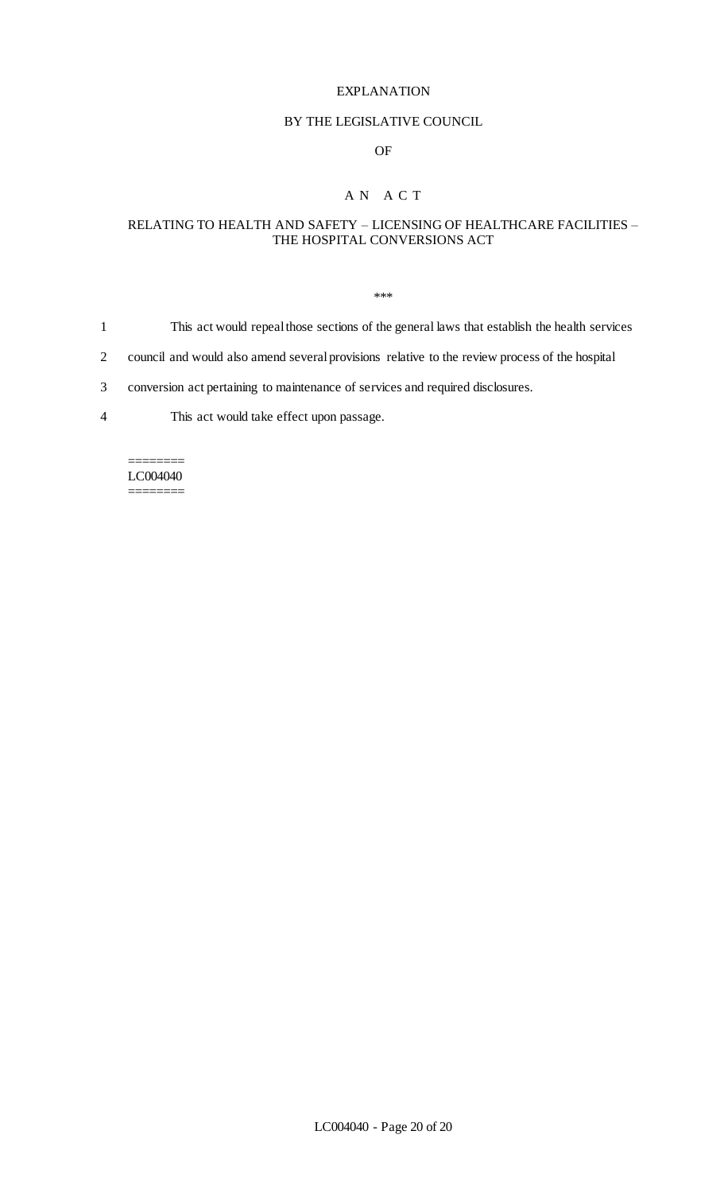EXPLANATION

BY THE LEGISLATIVE COUNCIL

OF

A N A C T

RELATING TO HEALTH AND SAFETY – LICENSING OF HEALTHCARE FACILITIES – THE HOSPITAL CONVERSIONS ACT

***

1 This act would repeal those sections of the general laws that establish the health services
2 council and would also amend several provisions relative to the review process of the hospital
3 conversion act pertaining to maintenance of services and required disclosures.
4 This act would take effect upon passage.

========
LC004040
========